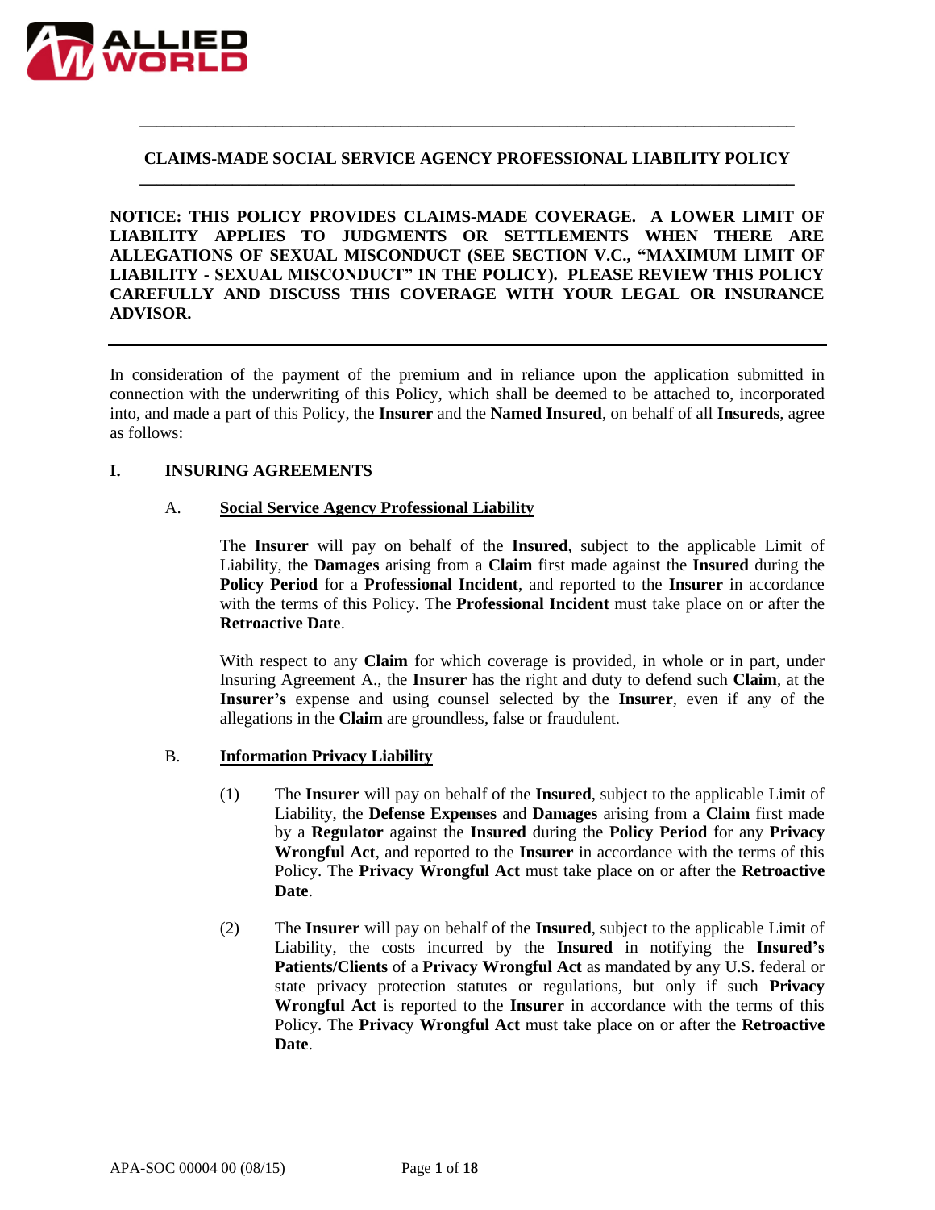# CLAIMS-MADE SOCIAL SERVICE AGENCY PROFESSIONAL LIABILITY POLICY

**NOTICE: THIS POLICY PROVIDES CLAIMS-MADE COVERAGE. A LOWER LIMIT OF LIABILITY APPLIES TO JUDGMENTS OR SETTLEMENTS WHEN THERE ARE ALLEGATIONS OF SEXUAL MISCONDUCT (SEE SECTION V.C., "MAXIMUM LIMIT OF LIABILITY - SEXUAL MISCONDUCT" IN THE POLICY). PLEASE REVIEW THIS POLICY CAREFULLY AND DISCUSS THIS COVERAGE WITH YOUR LEGAL OR INSURANCE ADVISOR.**

---

In consideration of the payment of the premium and in reliance upon the application submitted in connection with the underwriting of this Policy, which shall be deemed to be attached to, incorporated into, and made a part of this Policy, the **Insurer** and the **Named Insured**, on behalf of all **Insureds**, agree as follows:

## I. INSURING AGREEMENTS

### A. Social Service Agency Professional Liability

The **Insurer** will pay on behalf of the **Insured**, subject to the applicable Limit of Liability, the **Damages** arising from a **Claim** first made against the **Insured** during the **Policy Period** for a **Professional Incident**, and reported to the **Insurer** in accordance with the terms of this Policy. The **Professional Incident** must take place on or after the **Retroactive Date**.

With respect to any **Claim** for which coverage is provided, in whole or in part, under Insuring Agreement A., the **Insurer** has the right and duty to defend such **Claim**, at the **Insurer's** expense and using counsel selected by the **Insurer**, even if any of the allegations in the **Claim** are groundless, false or fraudulent.

### B. Information Privacy Liability

(1) The **Insurer** will pay on behalf of the **Insured**, subject to the applicable Limit of Liability, the **Defense Expenses** and **Damages** arising from a **Claim** first made by a **Regulator** against the **Insured** during the **Policy Period** for any **Privacy Wrongful Act**, and reported to the **Insurer** in accordance with the terms of this Policy. The **Privacy Wrongful Act** must take place on or after the **Retroactive Date**.

(2) The **Insurer** will pay on behalf of the **Insured**, subject to the applicable Limit of Liability, the costs incurred by the **Insured** in notifying the **Insured's Patients/Clients** of a **Privacy Wrongful Act** as mandated by any U.S. federal or state privacy protection statutes or regulations, but only if such **Privacy Wrongful Act** is reported to the **Insurer** in accordance with the terms of this Policy. The **Privacy Wrongful Act** must take place on or after the **Retroactive Date**.

APA-SOC 00004 00 (08/15)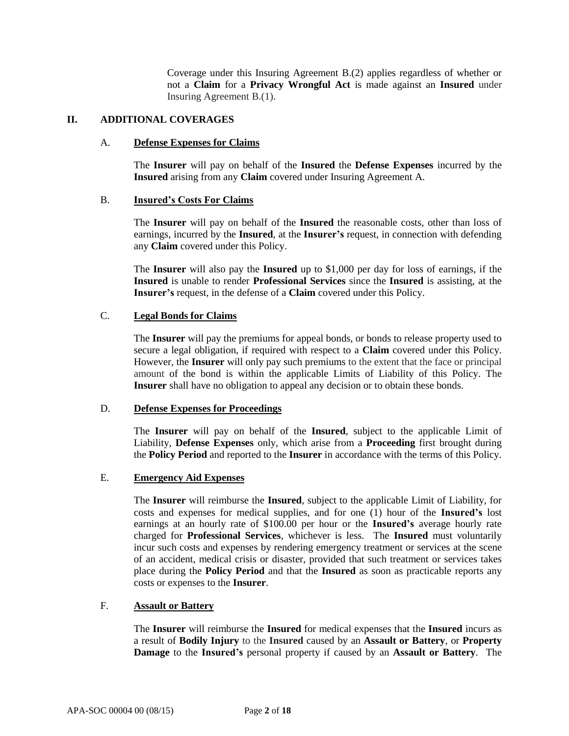Coverage under this Insuring Agreement B.(2) applies regardless of whether or not a **Claim** for a **Privacy Wrongful Act** is made against an **Insured** under Insuring Agreement B.(1).

## II. ADDITIONAL COVERAGES

### A. Defense Expenses for Claims

The **Insurer** will pay on behalf of the **Insured** the **Defense Expenses** incurred by the **Insured** arising from any **Claim** covered under Insuring Agreement A.

### B. Insured's Costs For Claims

The **Insurer** will pay on behalf of the **Insured** the reasonable costs, other than loss of earnings, incurred by the **Insured**, at the **Insurer's** request, in connection with defending any **Claim** covered under this Policy.

The **Insurer** will also pay the **Insured** up to $1,000 per day for loss of earnings, if the **Insured** is unable to render **Professional Services** since the **Insured** is assisting, at the **Insurer's** request, in the defense of a **Claim** covered under this Policy.

### C. Legal Bonds for Claims

The **Insurer** will pay the premiums for appeal bonds, or bonds to release property used to secure a legal obligation, if required with respect to a **Claim** covered under this Policy. However, the **Insurer** will only pay such premiums to the extent that the face or principal amount of the bond is within the applicable Limits of Liability of this Policy. The **Insurer** shall have no obligation to appeal any decision or to obtain these bonds.

### D. Defense Expenses for Proceedings

The **Insurer** will pay on behalf of the **Insured**, subject to the applicable Limit of Liability, **Defense Expenses** only, which arise from a **Proceeding** first brought during the **Policy Period** and reported to the **Insurer** in accordance with the terms of this Policy.

### E. Emergency Aid Expenses

The **Insurer** will reimburse the **Insured**, subject to the applicable Limit of Liability, for costs and expenses for medical supplies, and for one (1) hour of the **Insured's** lost earnings at an hourly rate of $100.00 per hour or the **Insured's** average hourly rate charged for **Professional Services**, whichever is less. The **Insured** must voluntarily incur such costs and expenses by rendering emergency treatment or services at the scene of an accident, medical crisis or disaster, provided that such treatment or services takes place during the **Policy Period** and that the **Insured** as soon as practicable reports any costs or expenses to the **Insurer**.

### F. Assault or Battery

The **Insurer** will reimburse the **Insured** for medical expenses that the **Insured** incurs as a result of **Bodily Injury** to the **Insured** caused by an **Assault or Battery**, or **Property Damage** to the **Insured's** personal property if caused by an **Assault or Battery**. The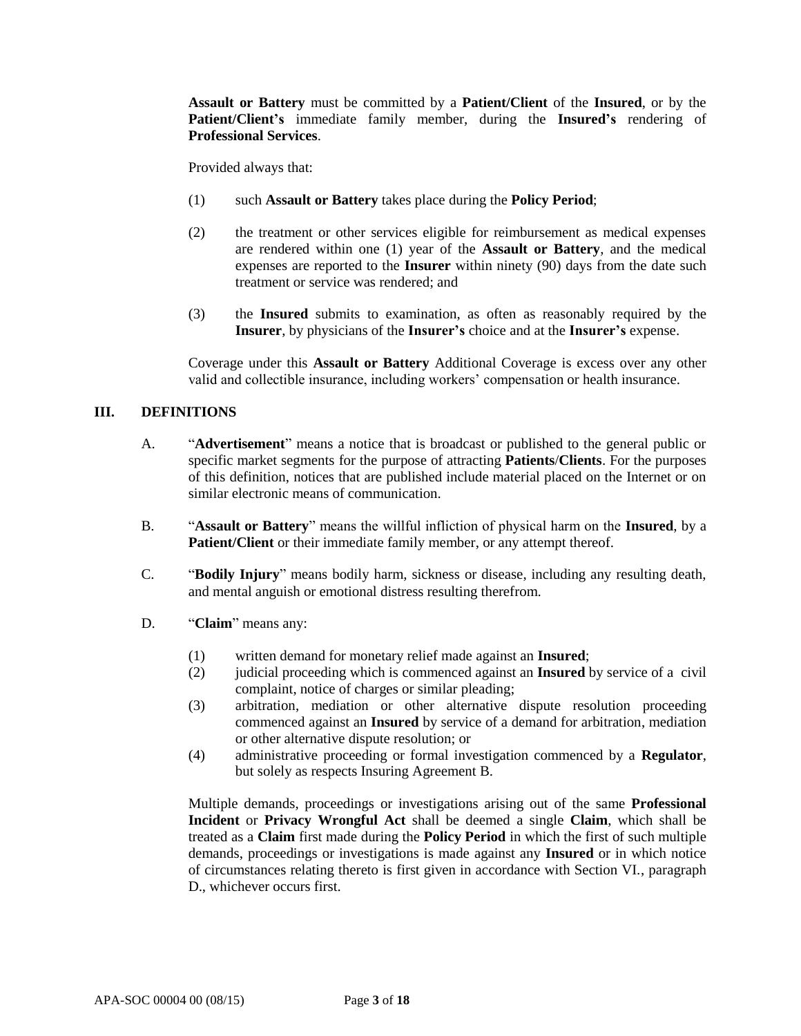**Assault or Battery** must be committed by a **Patient/Client** of the **Insured**, or by the **Patient/Client's** immediate family member, during the **Insured's** rendering of **Professional Services**.

Provided always that:

(1) such **Assault or Battery** takes place during the **Policy Period**;

(2) the treatment or other services eligible for reimbursement as medical expenses are rendered within one (1) year of the **Assault or Battery**, and the medical expenses are reported to the **Insurer** within ninety (90) days from the date such treatment or service was rendered; and

(3) the **Insured** submits to examination, as often as reasonably required by the **Insurer**, by physicians of the **Insurer's** choice and at the **Insurer's** expense.

Coverage under this **Assault or Battery** Additional Coverage is excess over any other valid and collectible insurance, including workers' compensation or health insurance.

## III. DEFINITIONS

A. "**Advertisement**" means a notice that is broadcast or published to the general public or specific market segments for the purpose of attracting **Patients**/**Clients**. For the purposes of this definition, notices that are published include material placed on the Internet or on similar electronic means of communication.

B. "**Assault or Battery**" means the willful infliction of physical harm on the **Insured**, by a **Patient/Client** or their immediate family member, or any attempt thereof.

C. "**Bodily Injury**" means bodily harm, sickness or disease, including any resulting death, and mental anguish or emotional distress resulting therefrom.

D. "**Claim**" means any:

(1) written demand for monetary relief made against an **Insured**;
(2) judicial proceeding which is commenced against an **Insured** by service of a civil complaint, notice of charges or similar pleading;
(3) arbitration, mediation or other alternative dispute resolution proceeding commenced against an **Insured** by service of a demand for arbitration, mediation or other alternative dispute resolution; or
(4) administrative proceeding or formal investigation commenced by a **Regulator**, but solely as respects Insuring Agreement B.

Multiple demands, proceedings or investigations arising out of the same **Professional Incident** or **Privacy Wrongful Act** shall be deemed a single **Claim**, which shall be treated as a **Claim** first made during the **Policy Period** in which the first of such multiple demands, proceedings or investigations is made against any **Insured** or in which notice of circumstances relating thereto is first given in accordance with Section VI., paragraph D., whichever occurs first.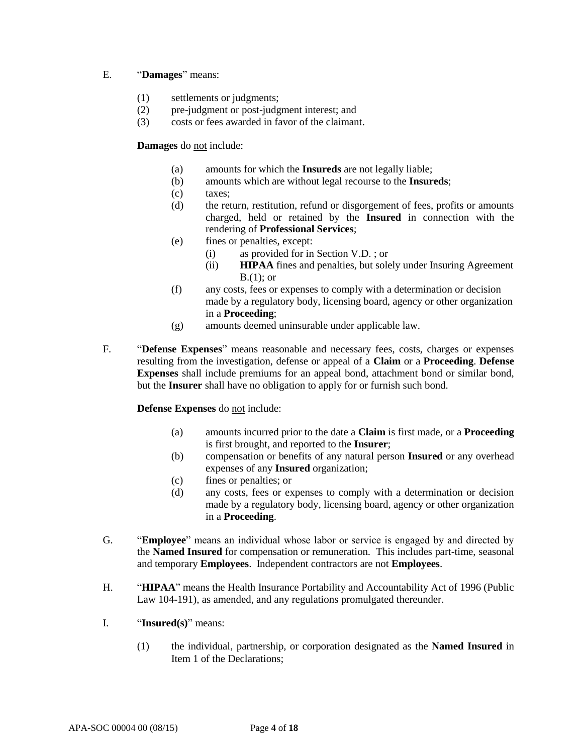E. "**Damages**" means:

(1) settlements or judgments;
(2) pre-judgment or post-judgment interest; and
(3) costs or fees awarded in favor of the claimant.

**Damages** do <u>not</u> include:

(a) amounts for which the **Insureds** are not legally liable;
(b) amounts which are without legal recourse to the **Insureds**;
(c) taxes;
(d) the return, restitution, refund or disgorgement of fees, profits or amounts charged, held or retained by the **Insured** in connection with the rendering of **Professional Services**;
(e) fines or penalties, except:
  (i) as provided for in Section V.D. ; or
  (ii) **HIPAA** fines and penalties, but solely under Insuring Agreement B.(1); or
(f) any costs, fees or expenses to comply with a determination or decision made by a regulatory body, licensing board, agency or other organization in a **Proceeding**;
(g) amounts deemed uninsurable under applicable law.

F. "**Defense Expenses**" means reasonable and necessary fees, costs, charges or expenses resulting from the investigation, defense or appeal of a **Claim** or a **Proceeding**. **Defense Expenses** shall include premiums for an appeal bond, attachment bond or similar bond, but the **Insurer** shall have no obligation to apply for or furnish such bond.

**Defense Expenses** do <u>not</u> include:

(a) amounts incurred prior to the date a **Claim** is first made, or a **Proceeding** is first brought, and reported to the **Insurer**;
(b) compensation or benefits of any natural person **Insured** or any overhead expenses of any **Insured** organization;
(c) fines or penalties; or
(d) any costs, fees or expenses to comply with a determination or decision made by a regulatory body, licensing board, agency or other organization in a **Proceeding**.

G. "**Employee**" means an individual whose labor or service is engaged by and directed by the **Named Insured** for compensation or remuneration. This includes part-time, seasonal and temporary **Employees**. Independent contractors are not **Employees**.

H. "**HIPAA**" means the Health Insurance Portability and Accountability Act of 1996 (Public Law 104-191), as amended, and any regulations promulgated thereunder.

I. "**Insured(s)**" means:

(1) the individual, partnership, or corporation designated as the **Named Insured** in Item 1 of the Declarations;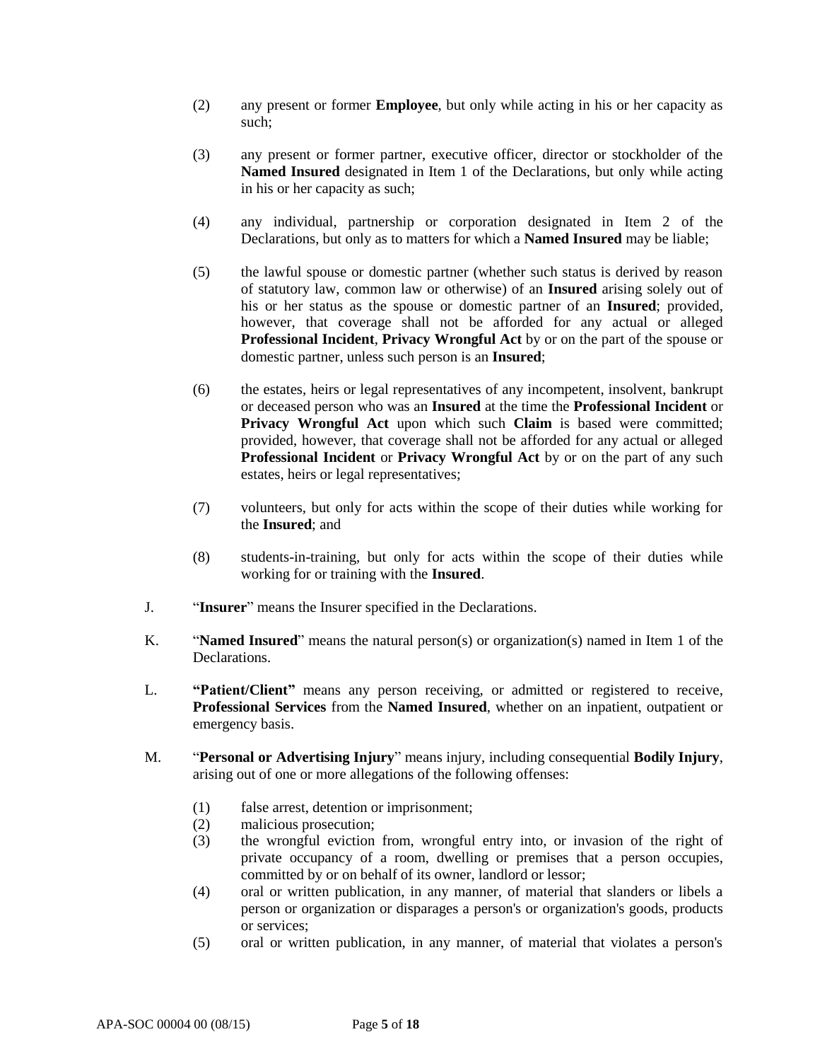(2) any present or former **Employee**, but only while acting in his or her capacity as such;

(3) any present or former partner, executive officer, director or stockholder of the **Named Insured** designated in Item 1 of the Declarations, but only while acting in his or her capacity as such;

(4) any individual, partnership or corporation designated in Item 2 of the Declarations, but only as to matters for which a **Named Insured** may be liable;

(5) the lawful spouse or domestic partner (whether such status is derived by reason of statutory law, common law or otherwise) of an **Insured** arising solely out of his or her status as the spouse or domestic partner of an **Insured**; provided, however, that coverage shall not be afforded for any actual or alleged **Professional Incident**, **Privacy Wrongful Act** by or on the part of the spouse or domestic partner, unless such person is an **Insured**;

(6) the estates, heirs or legal representatives of any incompetent, insolvent, bankrupt or deceased person who was an **Insured** at the time the **Professional Incident** or **Privacy Wrongful Act** upon which such **Claim** is based were committed; provided, however, that coverage shall not be afforded for any actual or alleged **Professional Incident** or **Privacy Wrongful Act** by or on the part of any such estates, heirs or legal representatives;

(7) volunteers, but only for acts within the scope of their duties while working for the **Insured**; and

(8) students-in-training, but only for acts within the scope of their duties while working for or training with the **Insured**.

J. "**Insurer**" means the Insurer specified in the Declarations.

K. "**Named Insured**" means the natural person(s) or organization(s) named in Item 1 of the Declarations.

L. **"Patient/Client"** means any person receiving, or admitted or registered to receive, **Professional Services** from the **Named Insured**, whether on an inpatient, outpatient or emergency basis.

M. "**Personal or Advertising Injury**" means injury, including consequential **Bodily Injury**, arising out of one or more allegations of the following offenses:

(1) false arrest, detention or imprisonment;
(2) malicious prosecution;
(3) the wrongful eviction from, wrongful entry into, or invasion of the right of private occupancy of a room, dwelling or premises that a person occupies, committed by or on behalf of its owner, landlord or lessor;
(4) oral or written publication, in any manner, of material that slanders or libels a person or organization or disparages a person's or organization's goods, products or services;
(5) oral or written publication, in any manner, of material that violates a person's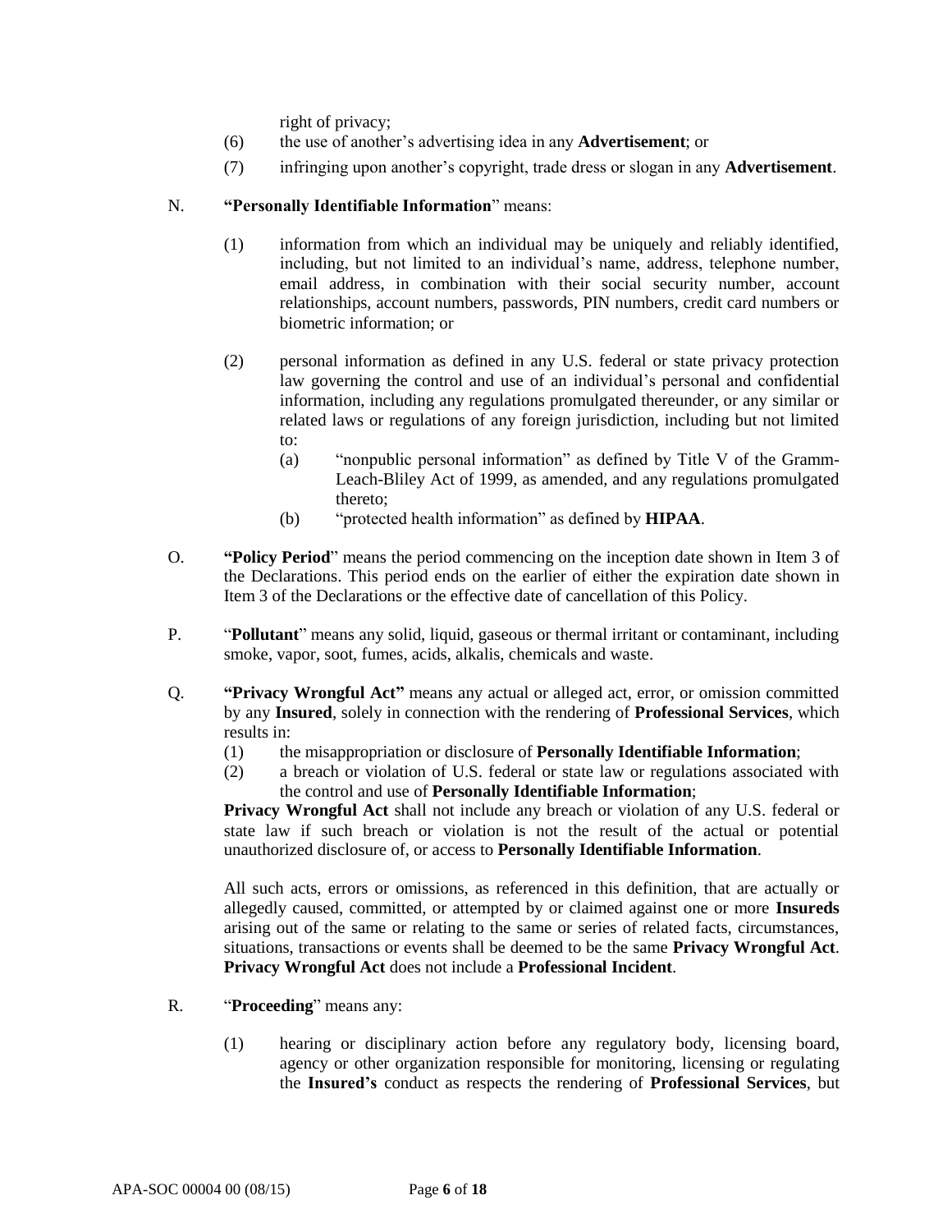right of privacy;

(6) the use of another's advertising idea in any **Advertisement**; or

(7) infringing upon another's copyright, trade dress or slogan in any **Advertisement**.

N. **"Personally Identifiable Information"** means:

(1) information from which an individual may be uniquely and reliably identified, including, but not limited to an individual's name, address, telephone number, email address, in combination with their social security number, account relationships, account numbers, passwords, PIN numbers, credit card numbers or biometric information; or

(2) personal information as defined in any U.S. federal or state privacy protection law governing the control and use of an individual's personal and confidential information, including any regulations promulgated thereunder, or any similar or related laws or regulations of any foreign jurisdiction, including but not limited to:

(a) "nonpublic personal information" as defined by Title V of the Gramm-Leach-Bliley Act of 1999, as amended, and any regulations promulgated thereto;

(b) "protected health information" as defined by **HIPAA**.

O. **"Policy Period"** means the period commencing on the inception date shown in Item 3 of the Declarations. This period ends on the earlier of either the expiration date shown in Item 3 of the Declarations or the effective date of cancellation of this Policy.

P. "**Pollutant**" means any solid, liquid, gaseous or thermal irritant or contaminant, including smoke, vapor, soot, fumes, acids, alkalis, chemicals and waste.

Q. **"Privacy Wrongful Act"** means any actual or alleged act, error, or omission committed by any **Insured**, solely in connection with the rendering of **Professional Services**, which results in:

(1) the misappropriation or disclosure of **Personally Identifiable Information**;

(2) a breach or violation of U.S. federal or state law or regulations associated with the control and use of **Personally Identifiable Information**;

**Privacy Wrongful Act** shall not include any breach or violation of any U.S. federal or state law if such breach or violation is not the result of the actual or potential unauthorized disclosure of, or access to **Personally Identifiable Information**.

All such acts, errors or omissions, as referenced in this definition, that are actually or allegedly caused, committed, or attempted by or claimed against one or more **Insureds** arising out of the same or relating to the same or series of related facts, circumstances, situations, transactions or events shall be deemed to be the same **Privacy Wrongful Act**. **Privacy Wrongful Act** does not include a **Professional Incident**.

R. "**Proceeding**" means any:

(1) hearing or disciplinary action before any regulatory body, licensing board, agency or other organization responsible for monitoring, licensing or regulating the **Insured's** conduct as respects the rendering of **Professional Services**, but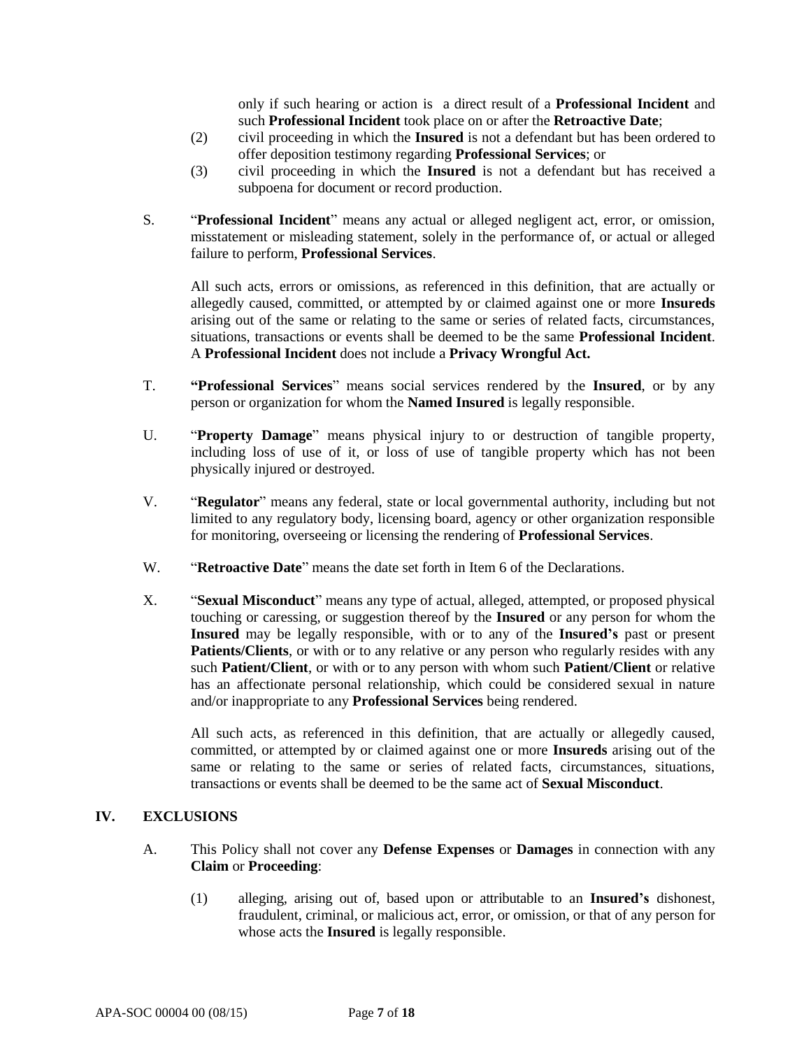only if such hearing or action is a direct result of a **Professional Incident** and such **Professional Incident** took place on or after the **Retroactive Date**;

(2) civil proceeding in which the **Insured** is not a defendant but has been ordered to offer deposition testimony regarding **Professional Services**; or

(3) civil proceeding in which the **Insured** is not a defendant but has received a subpoena for document or record production.

S. "**Professional Incident**" means any actual or alleged negligent act, error, or omission, misstatement or misleading statement, solely in the performance of, or actual or alleged failure to perform, **Professional Services**.

All such acts, errors or omissions, as referenced in this definition, that are actually or allegedly caused, committed, or attempted by or claimed against one or more **Insureds** arising out of the same or relating to the same or series of related facts, circumstances, situations, transactions or events shall be deemed to be the same **Professional Incident**. A **Professional Incident** does not include a **Privacy Wrongful Act.**

T. **"Professional Services**" means social services rendered by the **Insured**, or by any person or organization for whom the **Named Insured** is legally responsible.

U. "**Property Damage**" means physical injury to or destruction of tangible property, including loss of use of it, or loss of use of tangible property which has not been physically injured or destroyed.

V. "**Regulator**" means any federal, state or local governmental authority, including but not limited to any regulatory body, licensing board, agency or other organization responsible for monitoring, overseeing or licensing the rendering of **Professional Services**.

W. "**Retroactive Date**" means the date set forth in Item 6 of the Declarations.

X. "**Sexual Misconduct**" means any type of actual, alleged, attempted, or proposed physical touching or caressing, or suggestion thereof by the **Insured** or any person for whom the **Insured** may be legally responsible, with or to any of the **Insured's** past or present **Patients/Clients**, or with or to any relative or any person who regularly resides with any such **Patient/Client**, or with or to any person with whom such **Patient/Client** or relative has an affectionate personal relationship, which could be considered sexual in nature and/or inappropriate to any **Professional Services** being rendered.

All such acts, as referenced in this definition, that are actually or allegedly caused, committed, or attempted by or claimed against one or more **Insureds** arising out of the same or relating to the same or series of related facts, circumstances, situations, transactions or events shall be deemed to be the same act of **Sexual Misconduct**.

## IV. EXCLUSIONS

A. This Policy shall not cover any **Defense Expenses** or **Damages** in connection with any **Claim** or **Proceeding**:

(1) alleging, arising out of, based upon or attributable to an **Insured's** dishonest, fraudulent, criminal, or malicious act, error, or omission, or that of any person for whose acts the **Insured** is legally responsible.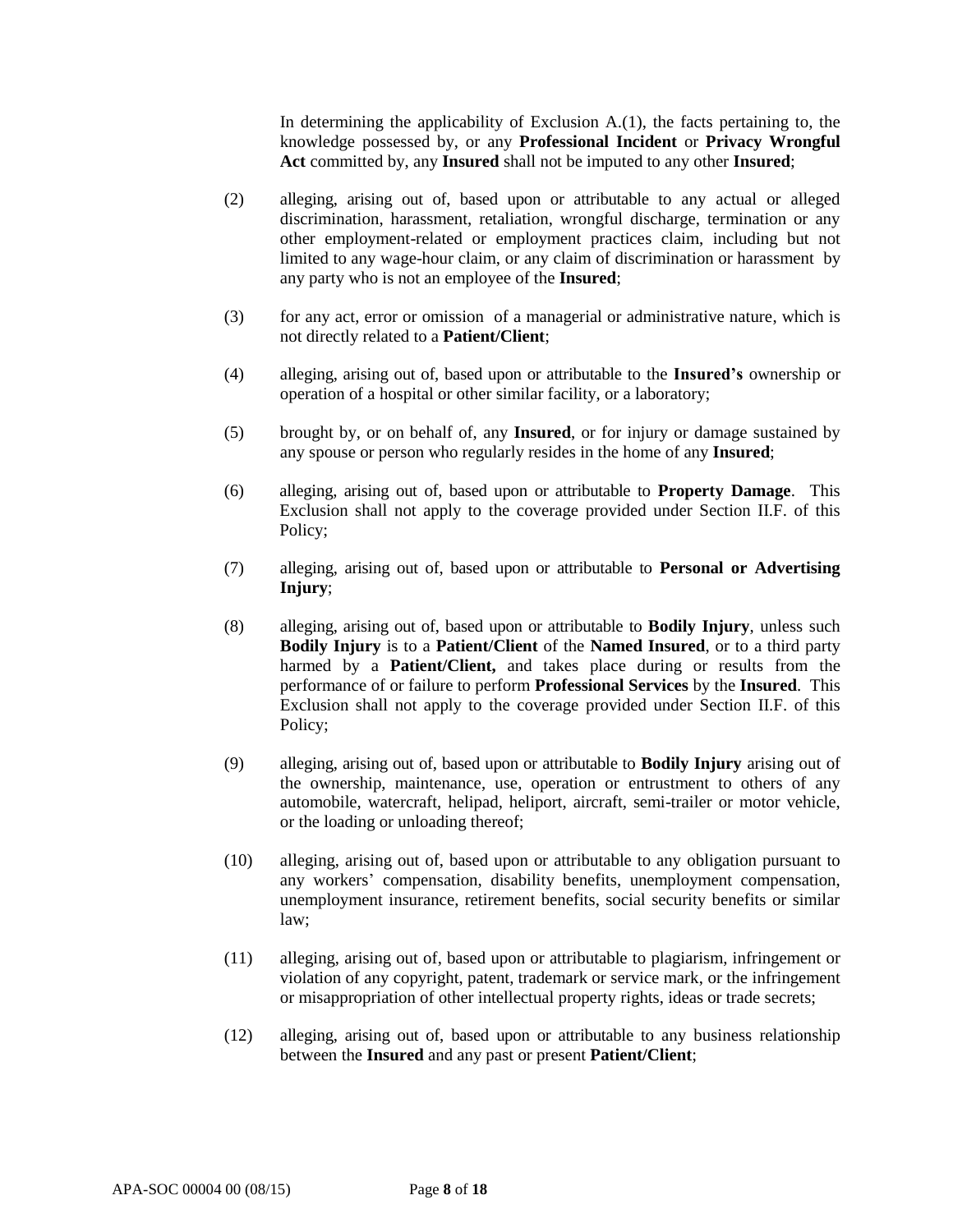In determining the applicability of Exclusion A.(1), the facts pertaining to, the knowledge possessed by, or any **Professional Incident** or **Privacy Wrongful Act** committed by, any **Insured** shall not be imputed to any other **Insured**;

(2) alleging, arising out of, based upon or attributable to any actual or alleged discrimination, harassment, retaliation, wrongful discharge, termination or any other employment-related or employment practices claim, including but not limited to any wage-hour claim, or any claim of discrimination or harassment by any party who is not an employee of the **Insured**;

(3) for any act, error or omission of a managerial or administrative nature, which is not directly related to a **Patient/Client**;

(4) alleging, arising out of, based upon or attributable to the **Insured's** ownership or operation of a hospital or other similar facility, or a laboratory;

(5) brought by, or on behalf of, any **Insured**, or for injury or damage sustained by any spouse or person who regularly resides in the home of any **Insured**;

(6) alleging, arising out of, based upon or attributable to **Property Damage**. This Exclusion shall not apply to the coverage provided under Section II.F. of this Policy;

(7) alleging, arising out of, based upon or attributable to **Personal or Advertising Injury**;

(8) alleging, arising out of, based upon or attributable to **Bodily Injury**, unless such **Bodily Injury** is to a **Patient/Client** of the **Named Insured**, or to a third party harmed by a **Patient/Client,** and takes place during or results from the performance of or failure to perform **Professional Services** by the **Insured**. This Exclusion shall not apply to the coverage provided under Section II.F. of this Policy;

(9) alleging, arising out of, based upon or attributable to **Bodily Injury** arising out of the ownership, maintenance, use, operation or entrustment to others of any automobile, watercraft, helipad, heliport, aircraft, semi-trailer or motor vehicle, or the loading or unloading thereof;

(10) alleging, arising out of, based upon or attributable to any obligation pursuant to any workers' compensation, disability benefits, unemployment compensation, unemployment insurance, retirement benefits, social security benefits or similar law;

(11) alleging, arising out of, based upon or attributable to plagiarism, infringement or violation of any copyright, patent, trademark or service mark, or the infringement or misappropriation of other intellectual property rights, ideas or trade secrets;

(12) alleging, arising out of, based upon or attributable to any business relationship between the **Insured** and any past or present **Patient/Client**;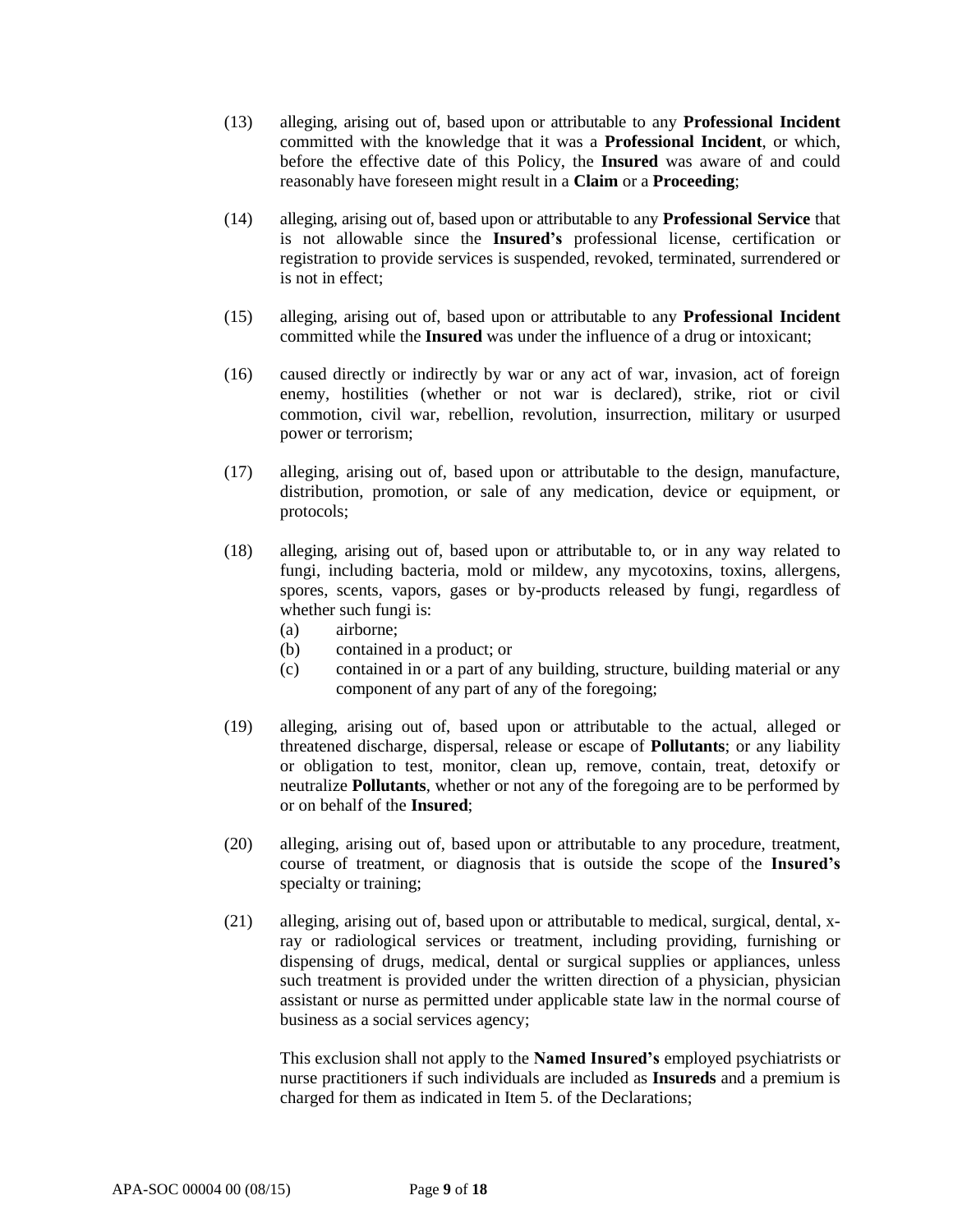(13) alleging, arising out of, based upon or attributable to any **Professional Incident** committed with the knowledge that it was a **Professional Incident**, or which, before the effective date of this Policy, the **Insured** was aware of and could reasonably have foreseen might result in a **Claim** or a **Proceeding**;

(14) alleging, arising out of, based upon or attributable to any **Professional Service** that is not allowable since the **Insured's** professional license, certification or registration to provide services is suspended, revoked, terminated, surrendered or is not in effect;

(15) alleging, arising out of, based upon or attributable to any **Professional Incident** committed while the **Insured** was under the influence of a drug or intoxicant;

(16) caused directly or indirectly by war or any act of war, invasion, act of foreign enemy, hostilities (whether or not war is declared), strike, riot or civil commotion, civil war, rebellion, revolution, insurrection, military or usurped power or terrorism;

(17) alleging, arising out of, based upon or attributable to the design, manufacture, distribution, promotion, or sale of any medication, device or equipment, or protocols;

(18) alleging, arising out of, based upon or attributable to, or in any way related to fungi, including bacteria, mold or mildew, any mycotoxins, toxins, allergens, spores, scents, vapors, gases or by-products released by fungi, regardless of whether such fungi is:
    (a) airborne;
    (b) contained in a product; or
    (c) contained in or a part of any building, structure, building material or any component of any part of any of the foregoing;

(19) alleging, arising out of, based upon or attributable to the actual, alleged or threatened discharge, dispersal, release or escape of **Pollutants**; or any liability or obligation to test, monitor, clean up, remove, contain, treat, detoxify or neutralize **Pollutants**, whether or not any of the foregoing are to be performed by or on behalf of the **Insured**;

(20) alleging, arising out of, based upon or attributable to any procedure, treatment, course of treatment, or diagnosis that is outside the scope of the **Insured's** specialty or training;

(21) alleging, arising out of, based upon or attributable to medical, surgical, dental, x-ray or radiological services or treatment, including providing, furnishing or dispensing of drugs, medical, dental or surgical supplies or appliances, unless such treatment is provided under the written direction of a physician, physician assistant or nurse as permitted under applicable state law in the normal course of business as a social services agency;

    This exclusion shall not apply to the **Named Insured's** employed psychiatrists or nurse practitioners if such individuals are included as **Insureds** and a premium is charged for them as indicated in Item 5. of the Declarations;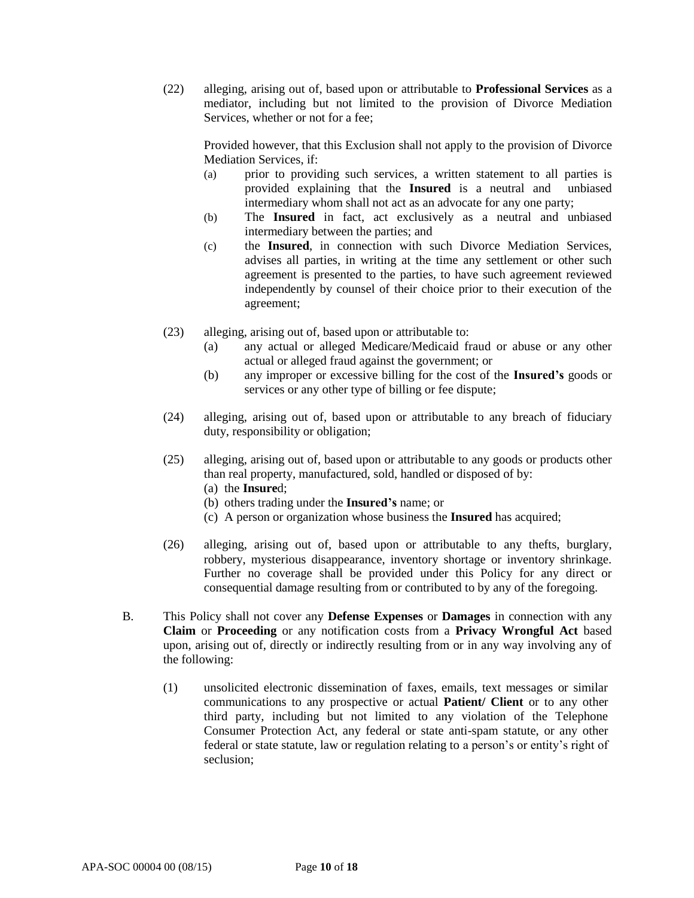(22) alleging, arising out of, based upon or attributable to **Professional Services** as a mediator, including but not limited to the provision of Divorce Mediation Services, whether or not for a fee;

Provided however, that this Exclusion shall not apply to the provision of Divorce Mediation Services, if:

(a) prior to providing such services, a written statement to all parties is provided explaining that the **Insured** is a neutral and unbiased intermediary whom shall not act as an advocate for any one party;

(b) The **Insured** in fact, act exclusively as a neutral and unbiased intermediary between the parties; and

(c) the **Insured**, in connection with such Divorce Mediation Services, advises all parties, in writing at the time any settlement or other such agreement is presented to the parties, to have such agreement reviewed independently by counsel of their choice prior to their execution of the agreement;

(23) alleging, arising out of, based upon or attributable to:

(a) any actual or alleged Medicare/Medicaid fraud or abuse or any other actual or alleged fraud against the government; or

(b) any improper or excessive billing for the cost of the **Insured's** goods or services or any other type of billing or fee dispute;

(24) alleging, arising out of, based upon or attributable to any breach of fiduciary duty, responsibility or obligation;

(25) alleging, arising out of, based upon or attributable to any goods or products other than real property, manufactured, sold, handled or disposed of by:

(a) the **Insure**d;

(b) others trading under the **Insured's** name; or

(c) A person or organization whose business the **Insured** has acquired;

(26) alleging, arising out of, based upon or attributable to any thefts, burglary, robbery, mysterious disappearance, inventory shortage or inventory shrinkage. Further no coverage shall be provided under this Policy for any direct or consequential damage resulting from or contributed to by any of the foregoing.

B. This Policy shall not cover any **Defense Expenses** or **Damages** in connection with any **Claim** or **Proceeding** or any notification costs from a **Privacy Wrongful Act** based upon, arising out of, directly or indirectly resulting from or in any way involving any of the following:

(1) unsolicited electronic dissemination of faxes, emails, text messages or similar communications to any prospective or actual **Patient/ Client** or to any other third party, including but not limited to any violation of the Telephone Consumer Protection Act, any federal or state anti-spam statute, or any other federal or state statute, law or regulation relating to a person's or entity's right of seclusion;

APA-SOC 00004 00 (08/15)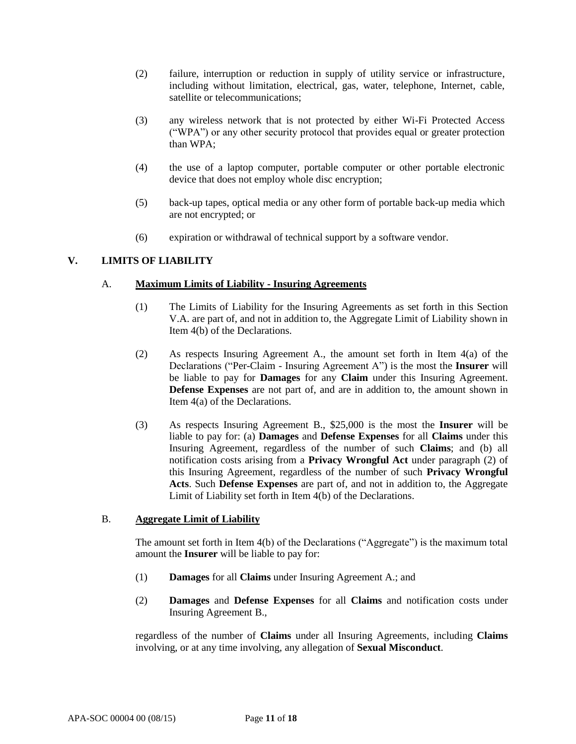(2) failure, interruption or reduction in supply of utility service or infrastructure, including without limitation, electrical, gas, water, telephone, Internet, cable, satellite or telecommunications;

(3) any wireless network that is not protected by either Wi-Fi Protected Access ("WPA") or any other security protocol that provides equal or greater protection than WPA;

(4) the use of a laptop computer, portable computer or other portable electronic device that does not employ whole disc encryption;

(5) back-up tapes, optical media or any other form of portable back-up media which are not encrypted; or

(6) expiration or withdrawal of technical support by a software vendor.

## V. LIMITS OF LIABILITY

### A. <u>Maximum Limits of Liability - Insuring Agreements</u>

(1) The Limits of Liability for the Insuring Agreements as set forth in this Section V.A. are part of, and not in addition to, the Aggregate Limit of Liability shown in Item 4(b) of the Declarations.

(2) As respects Insuring Agreement A., the amount set forth in Item 4(a) of the Declarations ("Per-Claim - Insuring Agreement A") is the most the **Insurer** will be liable to pay for **Damages** for any **Claim** under this Insuring Agreement. **Defense Expenses** are not part of, and are in addition to, the amount shown in Item 4(a) of the Declarations.

(3) As respects Insuring Agreement B., $25,000 is the most the **Insurer** will be liable to pay for: (a) **Damages** and **Defense Expenses** for all **Claims** under this Insuring Agreement, regardless of the number of such **Claims**; and (b) all notification costs arising from a **Privacy Wrongful Act** under paragraph (2) of this Insuring Agreement, regardless of the number of such **Privacy Wrongful Acts**. Such **Defense Expenses** are part of, and not in addition to, the Aggregate Limit of Liability set forth in Item 4(b) of the Declarations.

### B. <u>Aggregate Limit of Liability</u>

The amount set forth in Item 4(b) of the Declarations ("Aggregate") is the maximum total amount the **Insurer** will be liable to pay for:

(1) **Damages** for all **Claims** under Insuring Agreement A.; and

(2) **Damages** and **Defense Expenses** for all **Claims** and notification costs under Insuring Agreement B.,

regardless of the number of **Claims** under all Insuring Agreements, including **Claims** involving, or at any time involving, any allegation of **Sexual Misconduct**.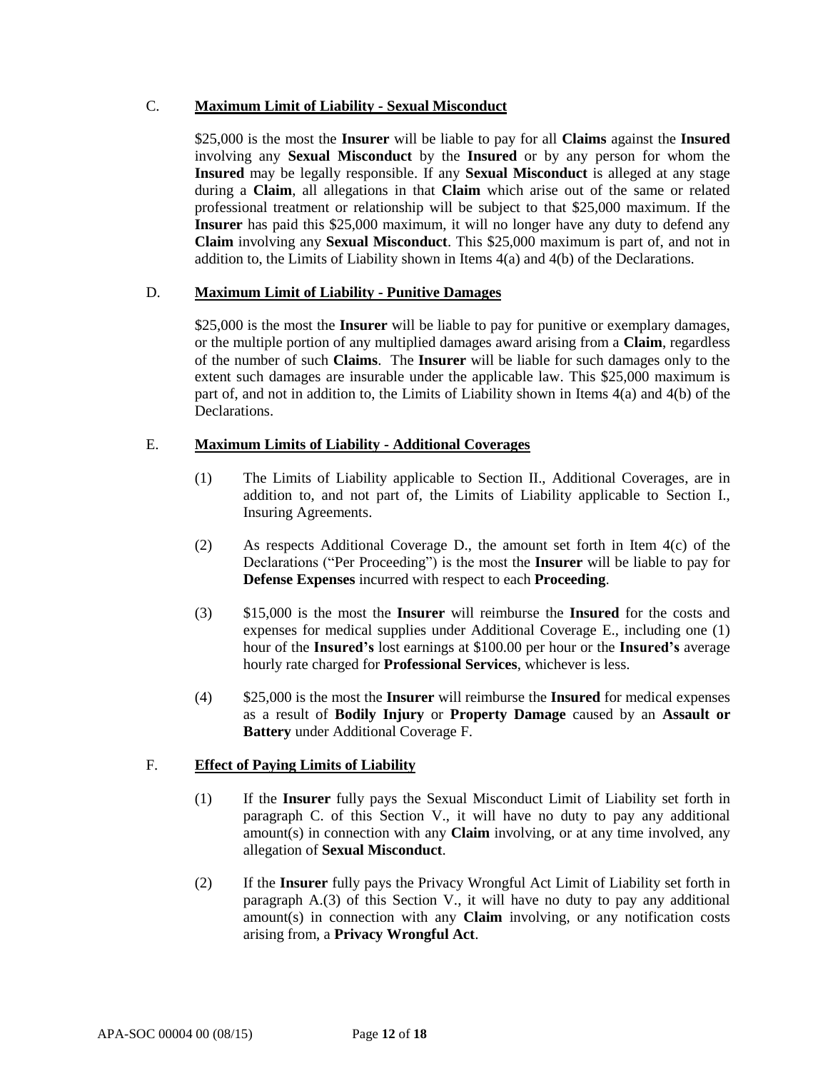C. **Maximum Limit of Liability - Sexual Misconduct**

$25,000 is the most the **Insurer** will be liable to pay for all **Claims** against the **Insured** involving any **Sexual Misconduct** by the **Insured** or by any person for whom the **Insured** may be legally responsible. If any **Sexual Misconduct** is alleged at any stage during a **Claim**, all allegations in that **Claim** which arise out of the same or related professional treatment or relationship will be subject to that $25,000 maximum. If the **Insurer** has paid this $25,000 maximum, it will no longer have any duty to defend any **Claim** involving any **Sexual Misconduct**. This $25,000 maximum is part of, and not in addition to, the Limits of Liability shown in Items 4(a) and 4(b) of the Declarations.

D. **Maximum Limit of Liability - Punitive Damages**

$25,000 is the most the **Insurer** will be liable to pay for punitive or exemplary damages, or the multiple portion of any multiplied damages award arising from a **Claim**, regardless of the number of such **Claims**. The **Insurer** will be liable for such damages only to the extent such damages are insurable under the applicable law. This $25,000 maximum is part of, and not in addition to, the Limits of Liability shown in Items 4(a) and 4(b) of the Declarations.

E. **Maximum Limits of Liability - Additional Coverages**

(1) The Limits of Liability applicable to Section II., Additional Coverages, are in addition to, and not part of, the Limits of Liability applicable to Section I., Insuring Agreements.

(2) As respects Additional Coverage D., the amount set forth in Item 4(c) of the Declarations ("Per Proceeding") is the most the **Insurer** will be liable to pay for **Defense Expenses** incurred with respect to each **Proceeding**.

(3) $15,000 is the most the **Insurer** will reimburse the **Insured** for the costs and expenses for medical supplies under Additional Coverage E., including one (1) hour of the **Insured's** lost earnings at $100.00 per hour or the **Insured's** average hourly rate charged for **Professional Services**, whichever is less.

(4) $25,000 is the most the **Insurer** will reimburse the **Insured** for medical expenses as a result of **Bodily Injury** or **Property Damage** caused by an **Assault or Battery** under Additional Coverage F.

F. **Effect of Paying Limits of Liability**

(1) If the **Insurer** fully pays the Sexual Misconduct Limit of Liability set forth in paragraph C. of this Section V., it will have no duty to pay any additional amount(s) in connection with any **Claim** involving, or at any time involved, any allegation of **Sexual Misconduct**.

(2) If the **Insurer** fully pays the Privacy Wrongful Act Limit of Liability set forth in paragraph A.(3) of this Section V., it will have no duty to pay any additional amount(s) in connection with any **Claim** involving, or any notification costs arising from, a **Privacy Wrongful Act**.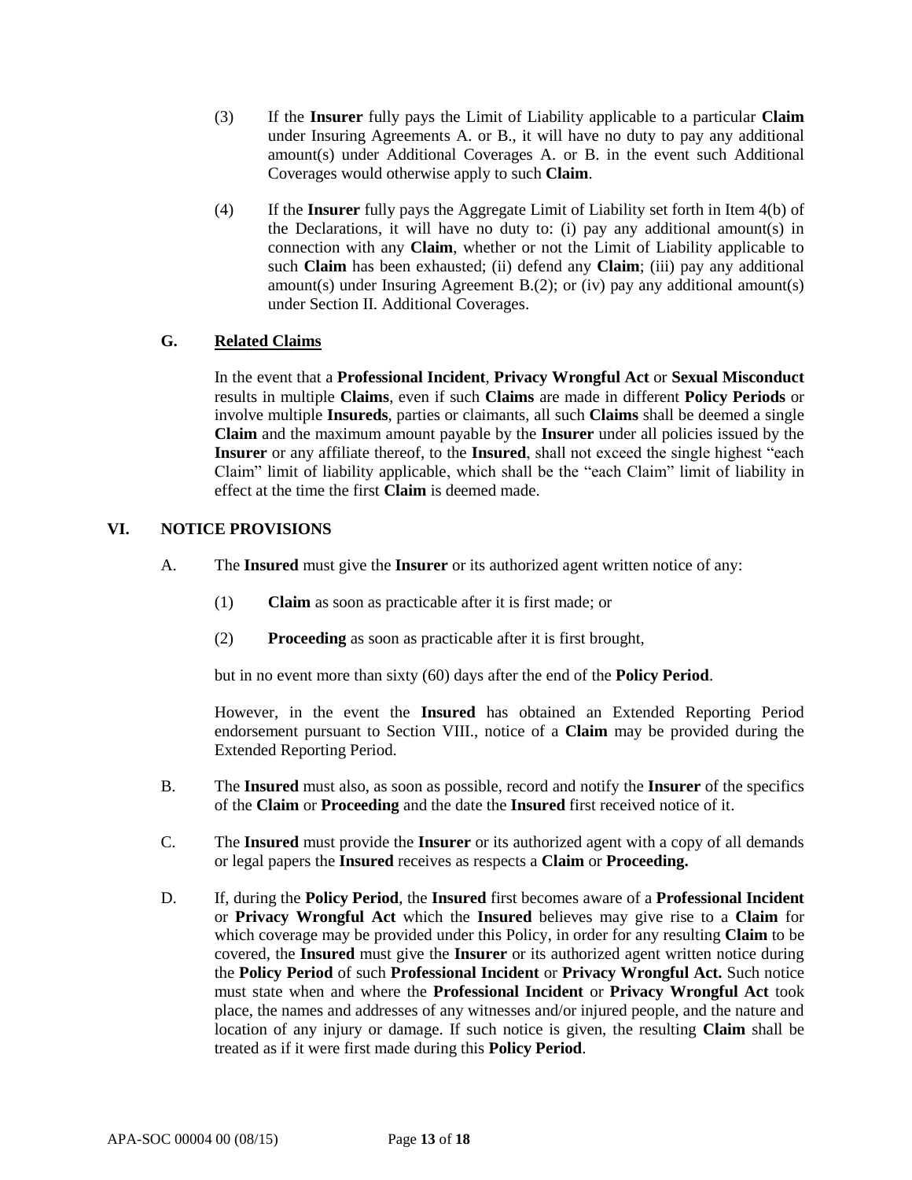(3) If the **Insurer** fully pays the Limit of Liability applicable to a particular **Claim** under Insuring Agreements A. or B., it will have no duty to pay any additional amount(s) under Additional Coverages A. or B. in the event such Additional Coverages would otherwise apply to such **Claim**.

(4) If the **Insurer** fully pays the Aggregate Limit of Liability set forth in Item 4(b) of the Declarations, it will have no duty to: (i) pay any additional amount(s) in connection with any **Claim**, whether or not the Limit of Liability applicable to such **Claim** has been exhausted; (ii) defend any **Claim**; (iii) pay any additional amount(s) under Insuring Agreement B.(2); or (iv) pay any additional amount(s) under Section II. Additional Coverages.

### G. Related Claims

In the event that a **Professional Incident**, **Privacy Wrongful Act** or **Sexual Misconduct** results in multiple **Claims**, even if such **Claims** are made in different **Policy Periods** or involve multiple **Insureds**, parties or claimants, all such **Claims** shall be deemed a single **Claim** and the maximum amount payable by the **Insurer** under all policies issued by the **Insurer** or any affiliate thereof, to the **Insured**, shall not exceed the single highest "each Claim" limit of liability applicable, which shall be the "each Claim" limit of liability in effect at the time the first **Claim** is deemed made.

## VI. NOTICE PROVISIONS

A. The **Insured** must give the **Insurer** or its authorized agent written notice of any:

(1) **Claim** as soon as practicable after it is first made; or

(2) **Proceeding** as soon as practicable after it is first brought,

but in no event more than sixty (60) days after the end of the **Policy Period**.

However, in the event the **Insured** has obtained an Extended Reporting Period endorsement pursuant to Section VIII., notice of a **Claim** may be provided during the Extended Reporting Period.

B. The **Insured** must also, as soon as possible, record and notify the **Insurer** of the specifics of the **Claim** or **Proceeding** and the date the **Insured** first received notice of it.

C. The **Insured** must provide the **Insurer** or its authorized agent with a copy of all demands or legal papers the **Insured** receives as respects a **Claim** or **Proceeding.**

D. If, during the **Policy Period**, the **Insured** first becomes aware of a **Professional Incident** or **Privacy Wrongful Act** which the **Insured** believes may give rise to a **Claim** for which coverage may be provided under this Policy, in order for any resulting **Claim** to be covered, the **Insured** must give the **Insurer** or its authorized agent written notice during the **Policy Period** of such **Professional Incident** or **Privacy Wrongful Act.** Such notice must state when and where the **Professional Incident** or **Privacy Wrongful Act** took place, the names and addresses of any witnesses and/or injured people, and the nature and location of any injury or damage. If such notice is given, the resulting **Claim** shall be treated as if it were first made during this **Policy Period**.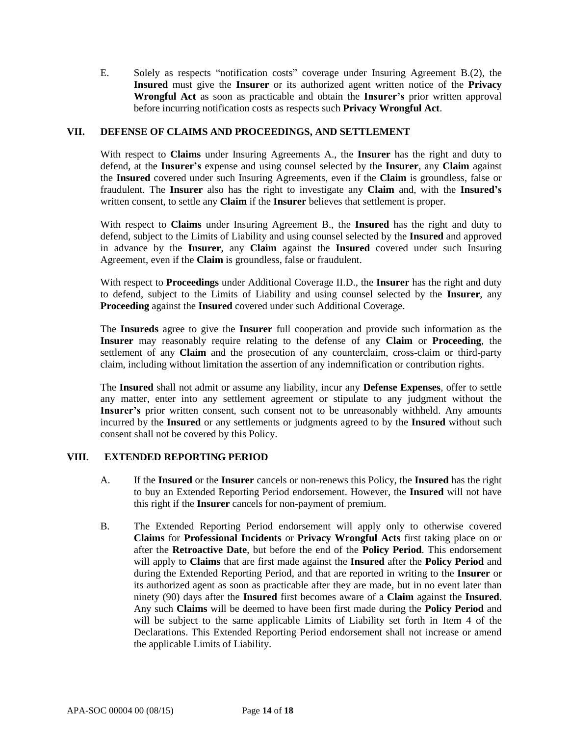E. Solely as respects "notification costs" coverage under Insuring Agreement B.(2), the **Insured** must give the **Insurer** or its authorized agent written notice of the **Privacy Wrongful Act** as soon as practicable and obtain the **Insurer's** prior written approval before incurring notification costs as respects such **Privacy Wrongful Act**.

## VII. DEFENSE OF CLAIMS AND PROCEEDINGS, AND SETTLEMENT

With respect to **Claims** under Insuring Agreements A., the **Insurer** has the right and duty to defend, at the **Insurer's** expense and using counsel selected by the **Insurer**, any **Claim** against the **Insured** covered under such Insuring Agreements, even if the **Claim** is groundless, false or fraudulent. The **Insurer** also has the right to investigate any **Claim** and, with the **Insured's** written consent, to settle any **Claim** if the **Insurer** believes that settlement is proper.

With respect to **Claims** under Insuring Agreement B., the **Insured** has the right and duty to defend, subject to the Limits of Liability and using counsel selected by the **Insured** and approved in advance by the **Insurer**, any **Claim** against the **Insured** covered under such Insuring Agreement, even if the **Claim** is groundless, false or fraudulent.

With respect to **Proceedings** under Additional Coverage II.D., the **Insurer** has the right and duty to defend, subject to the Limits of Liability and using counsel selected by the **Insurer**, any **Proceeding** against the **Insured** covered under such Additional Coverage.

The **Insureds** agree to give the **Insurer** full cooperation and provide such information as the **Insurer** may reasonably require relating to the defense of any **Claim** or **Proceeding**, the settlement of any **Claim** and the prosecution of any counterclaim, cross-claim or third-party claim, including without limitation the assertion of any indemnification or contribution rights.

The **Insured** shall not admit or assume any liability, incur any **Defense Expenses**, offer to settle any matter, enter into any settlement agreement or stipulate to any judgment without the **Insurer's** prior written consent, such consent not to be unreasonably withheld. Any amounts incurred by the **Insured** or any settlements or judgments agreed to by the **Insured** without such consent shall not be covered by this Policy.

## VIII. EXTENDED REPORTING PERIOD

A. If the **Insured** or the **Insurer** cancels or non-renews this Policy, the **Insured** has the right to buy an Extended Reporting Period endorsement. However, the **Insured** will not have this right if the **Insurer** cancels for non-payment of premium.

B. The Extended Reporting Period endorsement will apply only to otherwise covered **Claims** for **Professional Incidents** or **Privacy Wrongful Acts** first taking place on or after the **Retroactive Date**, but before the end of the **Policy Period**. This endorsement will apply to **Claims** that are first made against the **Insured** after the **Policy Period** and during the Extended Reporting Period, and that are reported in writing to the **Insurer** or its authorized agent as soon as practicable after they are made, but in no event later than ninety (90) days after the **Insured** first becomes aware of a **Claim** against the **Insured**. Any such **Claims** will be deemed to have been first made during the **Policy Period** and will be subject to the same applicable Limits of Liability set forth in Item 4 of the Declarations. This Extended Reporting Period endorsement shall not increase or amend the applicable Limits of Liability.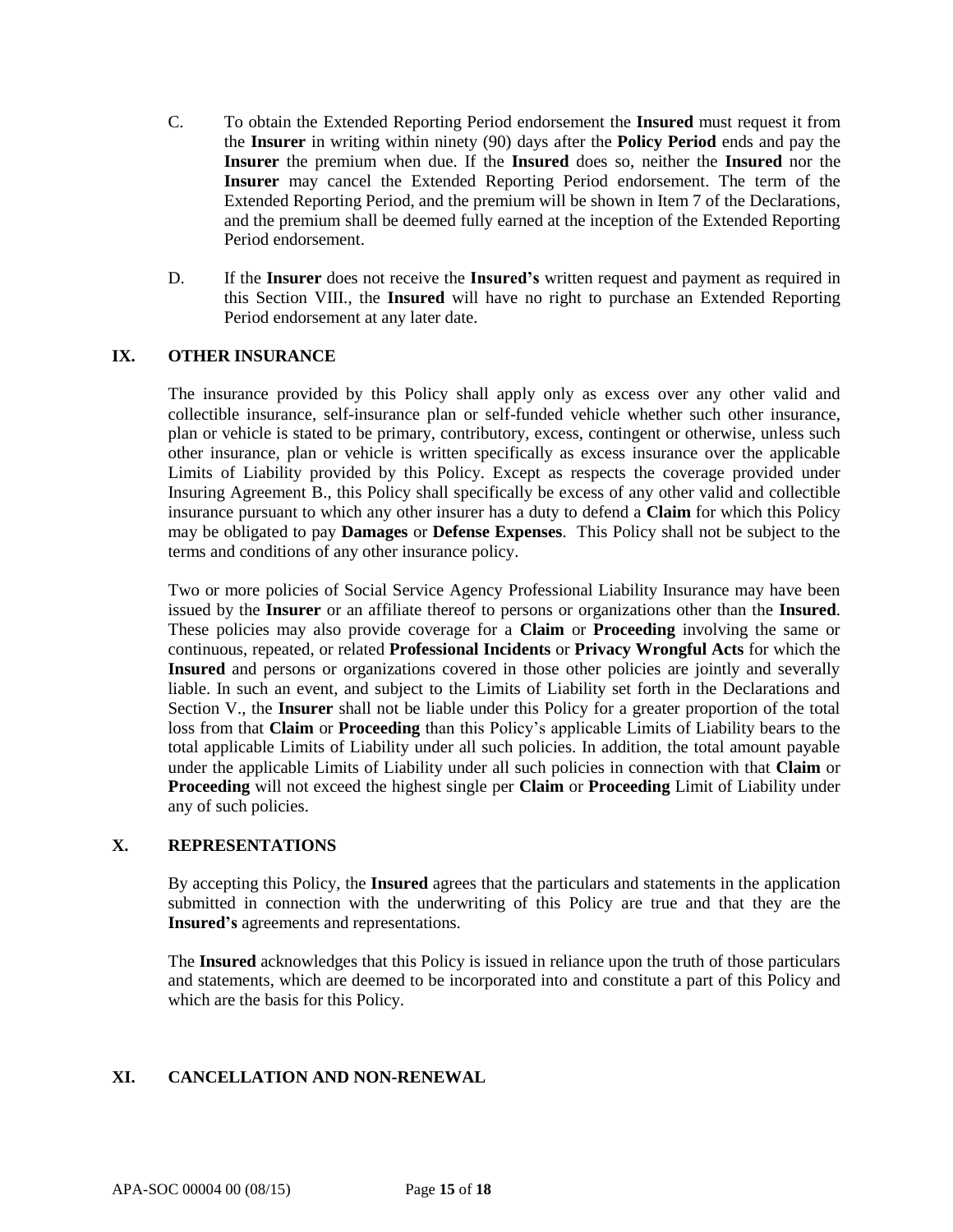C. To obtain the Extended Reporting Period endorsement the **Insured** must request it from the **Insurer** in writing within ninety (90) days after the **Policy Period** ends and pay the **Insurer** the premium when due. If the **Insured** does so, neither the **Insured** nor the **Insurer** may cancel the Extended Reporting Period endorsement. The term of the Extended Reporting Period, and the premium will be shown in Item 7 of the Declarations, and the premium shall be deemed fully earned at the inception of the Extended Reporting Period endorsement.

D. If the **Insurer** does not receive the **Insured's** written request and payment as required in this Section VIII., the **Insured** will have no right to purchase an Extended Reporting Period endorsement at any later date.

## IX. OTHER INSURANCE

The insurance provided by this Policy shall apply only as excess over any other valid and collectible insurance, self-insurance plan or self-funded vehicle whether such other insurance, plan or vehicle is stated to be primary, contributory, excess, contingent or otherwise, unless such other insurance, plan or vehicle is written specifically as excess insurance over the applicable Limits of Liability provided by this Policy. Except as respects the coverage provided under Insuring Agreement B., this Policy shall specifically be excess of any other valid and collectible insurance pursuant to which any other insurer has a duty to defend a **Claim** for which this Policy may be obligated to pay **Damages** or **Defense Expenses**. This Policy shall not be subject to the terms and conditions of any other insurance policy.

Two or more policies of Social Service Agency Professional Liability Insurance may have been issued by the **Insurer** or an affiliate thereof to persons or organizations other than the **Insured**. These policies may also provide coverage for a **Claim** or **Proceeding** involving the same or continuous, repeated, or related **Professional Incidents** or **Privacy Wrongful Acts** for which the **Insured** and persons or organizations covered in those other policies are jointly and severally liable. In such an event, and subject to the Limits of Liability set forth in the Declarations and Section V., the **Insurer** shall not be liable under this Policy for a greater proportion of the total loss from that **Claim** or **Proceeding** than this Policy's applicable Limits of Liability bears to the total applicable Limits of Liability under all such policies. In addition, the total amount payable under the applicable Limits of Liability under all such policies in connection with that **Claim** or **Proceeding** will not exceed the highest single per **Claim** or **Proceeding** Limit of Liability under any of such policies.

## X. REPRESENTATIONS

By accepting this Policy, the **Insured** agrees that the particulars and statements in the application submitted in connection with the underwriting of this Policy are true and that they are the **Insured's** agreements and representations.

The **Insured** acknowledges that this Policy is issued in reliance upon the truth of those particulars and statements, which are deemed to be incorporated into and constitute a part of this Policy and which are the basis for this Policy.

## XI. CANCELLATION AND NON-RENEWAL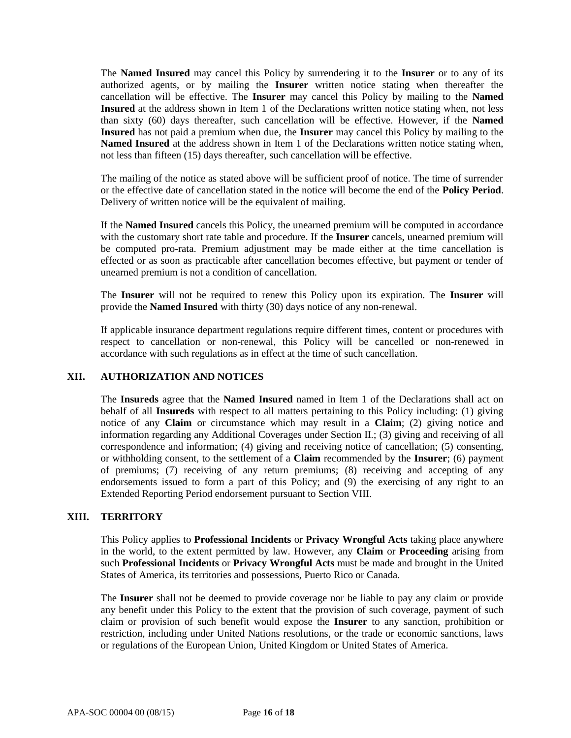The **Named Insured** may cancel this Policy by surrendering it to the **Insurer** or to any of its authorized agents, or by mailing the **Insurer** written notice stating when thereafter the cancellation will be effective. The **Insurer** may cancel this Policy by mailing to the **Named Insured** at the address shown in Item 1 of the Declarations written notice stating when, not less than sixty (60) days thereafter, such cancellation will be effective. However, if the **Named Insured** has not paid a premium when due, the **Insurer** may cancel this Policy by mailing to the **Named Insured** at the address shown in Item 1 of the Declarations written notice stating when, not less than fifteen (15) days thereafter, such cancellation will be effective.

The mailing of the notice as stated above will be sufficient proof of notice. The time of surrender or the effective date of cancellation stated in the notice will become the end of the **Policy Period**. Delivery of written notice will be the equivalent of mailing.

If the **Named Insured** cancels this Policy, the unearned premium will be computed in accordance with the customary short rate table and procedure. If the **Insurer** cancels, unearned premium will be computed pro-rata. Premium adjustment may be made either at the time cancellation is effected or as soon as practicable after cancellation becomes effective, but payment or tender of unearned premium is not a condition of cancellation.

The **Insurer** will not be required to renew this Policy upon its expiration. The **Insurer** will provide the **Named Insured** with thirty (30) days notice of any non-renewal.

If applicable insurance department regulations require different times, content or procedures with respect to cancellation or non-renewal, this Policy will be cancelled or non-renewed in accordance with such regulations as in effect at the time of such cancellation.

## XII. AUTHORIZATION AND NOTICES

The **Insureds** agree that the **Named Insured** named in Item 1 of the Declarations shall act on behalf of all **Insureds** with respect to all matters pertaining to this Policy including: (1) giving notice of any **Claim** or circumstance which may result in a **Claim**; (2) giving notice and information regarding any Additional Coverages under Section II.; (3) giving and receiving of all correspondence and information; (4) giving and receiving notice of cancellation; (5) consenting, or withholding consent, to the settlement of a **Claim** recommended by the **Insurer**; (6) payment of premiums; (7) receiving of any return premiums; (8) receiving and accepting of any endorsements issued to form a part of this Policy; and (9) the exercising of any right to an Extended Reporting Period endorsement pursuant to Section VIII.

## XIII. TERRITORY

This Policy applies to **Professional Incidents** or **Privacy Wrongful Acts** taking place anywhere in the world, to the extent permitted by law. However, any **Claim** or **Proceeding** arising from such **Professional Incidents** or **Privacy Wrongful Acts** must be made and brought in the United States of America, its territories and possessions, Puerto Rico or Canada.

The **Insurer** shall not be deemed to provide coverage nor be liable to pay any claim or provide any benefit under this Policy to the extent that the provision of such coverage, payment of such claim or provision of such benefit would expose the **Insurer** to any sanction, prohibition or restriction, including under United Nations resolutions, or the trade or economic sanctions, laws or regulations of the European Union, United Kingdom or United States of America.

APA-SOC 00004 00 (08/15)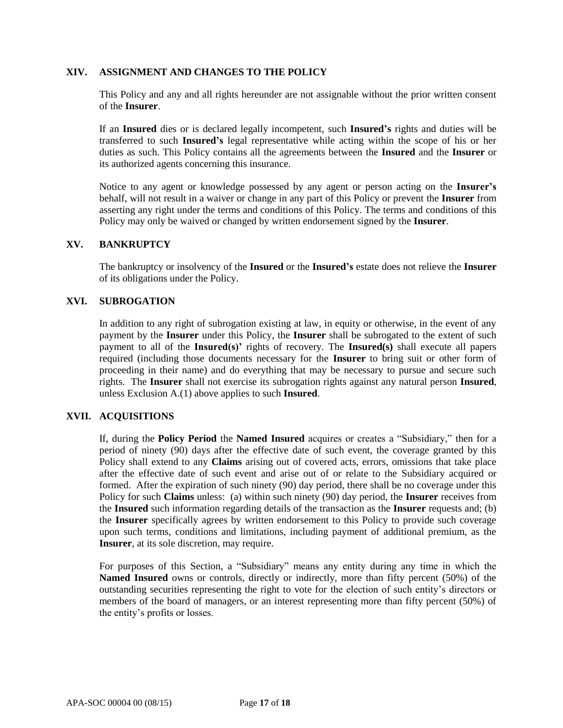## XIV. ASSIGNMENT AND CHANGES TO THE POLICY

This Policy and any and all rights hereunder are not assignable without the prior written consent of the **Insurer**.

If an **Insured** dies or is declared legally incompetent, such **Insured's** rights and duties will be transferred to such **Insured's** legal representative while acting within the scope of his or her duties as such. This Policy contains all the agreements between the **Insured** and the **Insurer** or its authorized agents concerning this insurance.

Notice to any agent or knowledge possessed by any agent or person acting on the **Insurer's** behalf, will not result in a waiver or change in any part of this Policy or prevent the **Insurer** from asserting any right under the terms and conditions of this Policy. The terms and conditions of this Policy may only be waived or changed by written endorsement signed by the **Insurer**.

## XV. BANKRUPTCY

The bankruptcy or insolvency of the **Insured** or the **Insured's** estate does not relieve the **Insurer** of its obligations under the Policy.

## XVI. SUBROGATION

In addition to any right of subrogation existing at law, in equity or otherwise, in the event of any payment by the **Insurer** under this Policy, the **Insurer** shall be subrogated to the extent of such payment to all of the **Insured(s)'** rights of recovery. The **Insured(s)** shall execute all papers required (including those documents necessary for the **Insurer** to bring suit or other form of proceeding in their name) and do everything that may be necessary to pursue and secure such rights. The **Insurer** shall not exercise its subrogation rights against any natural person **Insured**, unless Exclusion A.(1) above applies to such **Insured**.

## XVII. ACQUISITIONS

If, during the **Policy Period** the **Named Insured** acquires or creates a "Subsidiary," then for a period of ninety (90) days after the effective date of such event, the coverage granted by this Policy shall extend to any **Claims** arising out of covered acts, errors, omissions that take place after the effective date of such event and arise out of or relate to the Subsidiary acquired or formed. After the expiration of such ninety (90) day period, there shall be no coverage under this Policy for such **Claims** unless: (a) within such ninety (90) day period, the **Insurer** receives from the **Insured** such information regarding details of the transaction as the **Insurer** requests and; (b) the **Insurer** specifically agrees by written endorsement to this Policy to provide such coverage upon such terms, conditions and limitations, including payment of additional premium, as the **Insurer**, at its sole discretion, may require.

For purposes of this Section, a "Subsidiary" means any entity during any time in which the **Named Insured** owns or controls, directly or indirectly, more than fifty percent (50%) of the outstanding securities representing the right to vote for the election of such entity's directors or members of the board of managers, or an interest representing more than fifty percent (50%) of the entity's profits or losses.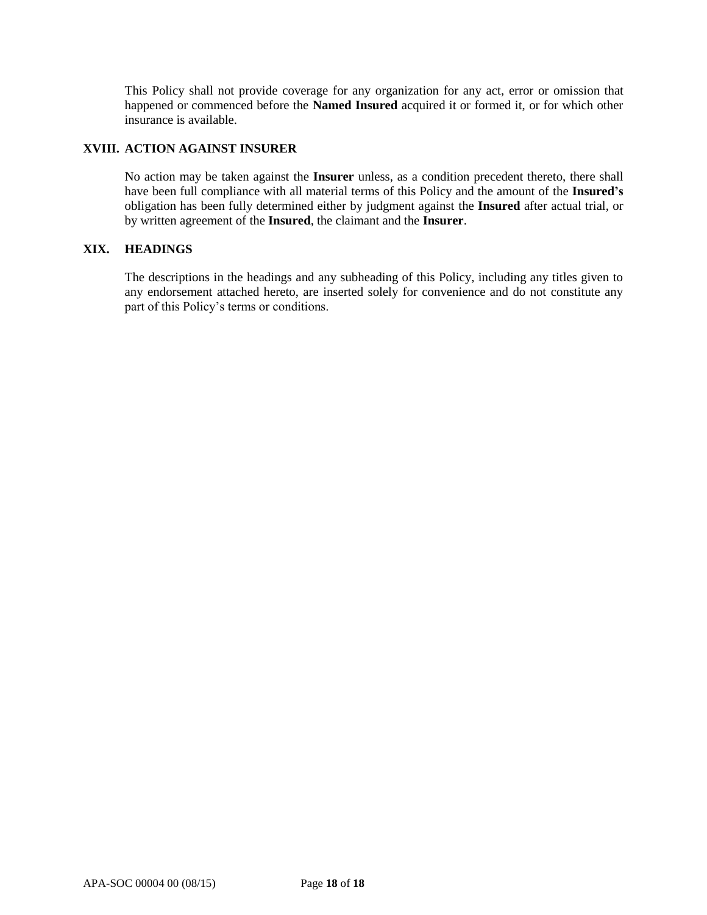This Policy shall not provide coverage for any organization for any act, error or omission that happened or commenced before the **Named Insured** acquired it or formed it, or for which other insurance is available.

## XVIII. ACTION AGAINST INSURER

No action may be taken against the **Insurer** unless, as a condition precedent thereto, there shall have been full compliance with all material terms of this Policy and the amount of the **Insured's** obligation has been fully determined either by judgment against the **Insured** after actual trial, or by written agreement of the **Insured**, the claimant and the **Insurer**.

## XIX. HEADINGS

The descriptions in the headings and any subheading of this Policy, including any titles given to any endorsement attached hereto, are inserted solely for convenience and do not constitute any part of this Policy's terms or conditions.